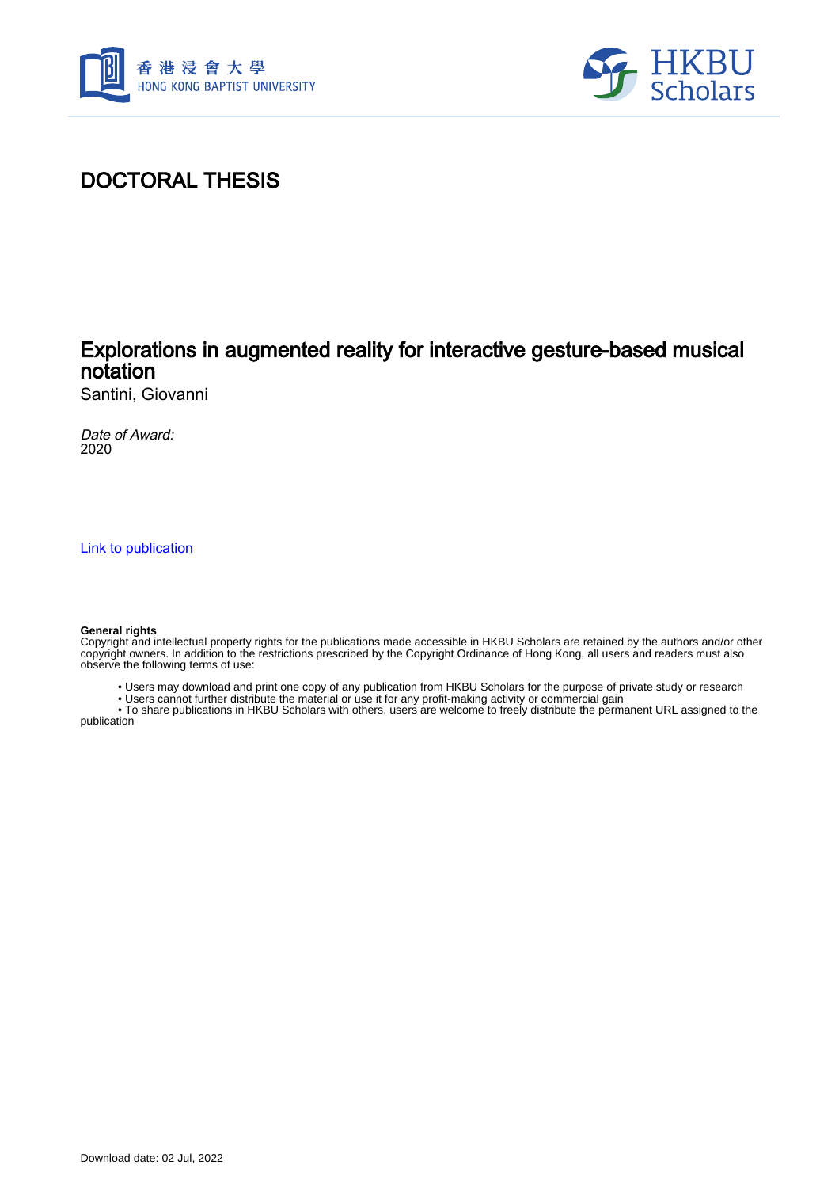# DOCTORAL THESIS

## Explorations in augmented reality for interactive gesture-based musical notation

Santini, Giovanni

*Date of Award:*
2020

Link to publication

**General rights**
Copyright and intellectual property rights for the publications made accessible in HKBU Scholars are retained by the authors and/or other copyright owners. In addition to the restrictions prescribed by the Copyright Ordinance of Hong Kong, all users and readers must also observe the following terms of use:

- Users may download and print one copy of any publication from HKBU Scholars for the purpose of private study or research
- Users cannot further distribute the material or use it for any profit-making activity or commercial gain
- To share publications in HKBU Scholars with others, users are welcome to freely distribute the permanent URL assigned to the publication

Download date: 02 Jul, 2022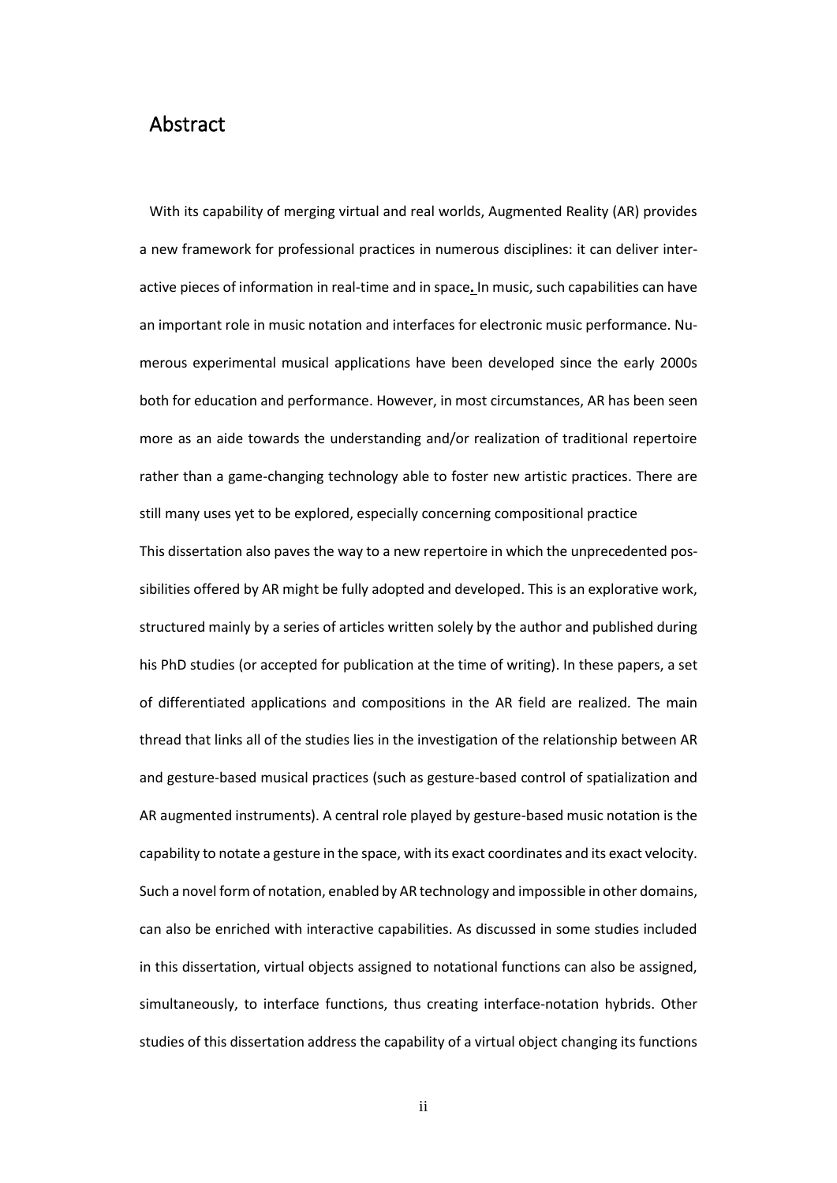## Abstract

With its capability of merging virtual and real worlds, Augmented Reality (AR) provides a new framework for professional practices in numerous disciplines: it can deliver interactive pieces of information in real-time and in space. In music, such capabilities can have an important role in music notation and interfaces for electronic music performance. Numerous experimental musical applications have been developed since the early 2000s both for education and performance. However, in most circumstances, AR has been seen more as an aide towards the understanding and/or realization of traditional repertoire rather than a game-changing technology able to foster new artistic practices. There are still many uses yet to be explored, especially concerning compositional practice

This dissertation also paves the way to a new repertoire in which the unprecedented possibilities offered by AR might be fully adopted and developed. This is an explorative work, structured mainly by a series of articles written solely by the author and published during his PhD studies (or accepted for publication at the time of writing). In these papers, a set of differentiated applications and compositions in the AR field are realized. The main thread that links all of the studies lies in the investigation of the relationship between AR and gesture-based musical practices (such as gesture-based control of spatialization and AR augmented instruments). A central role played by gesture-based music notation is the capability to notate a gesture in the space, with its exact coordinates and its exact velocity. Such a novel form of notation, enabled by AR technology and impossible in other domains, can also be enriched with interactive capabilities. As discussed in some studies included in this dissertation, virtual objects assigned to notational functions can also be assigned, simultaneously, to interface functions, thus creating interface-notation hybrids. Other studies of this dissertation address the capability of a virtual object changing its functions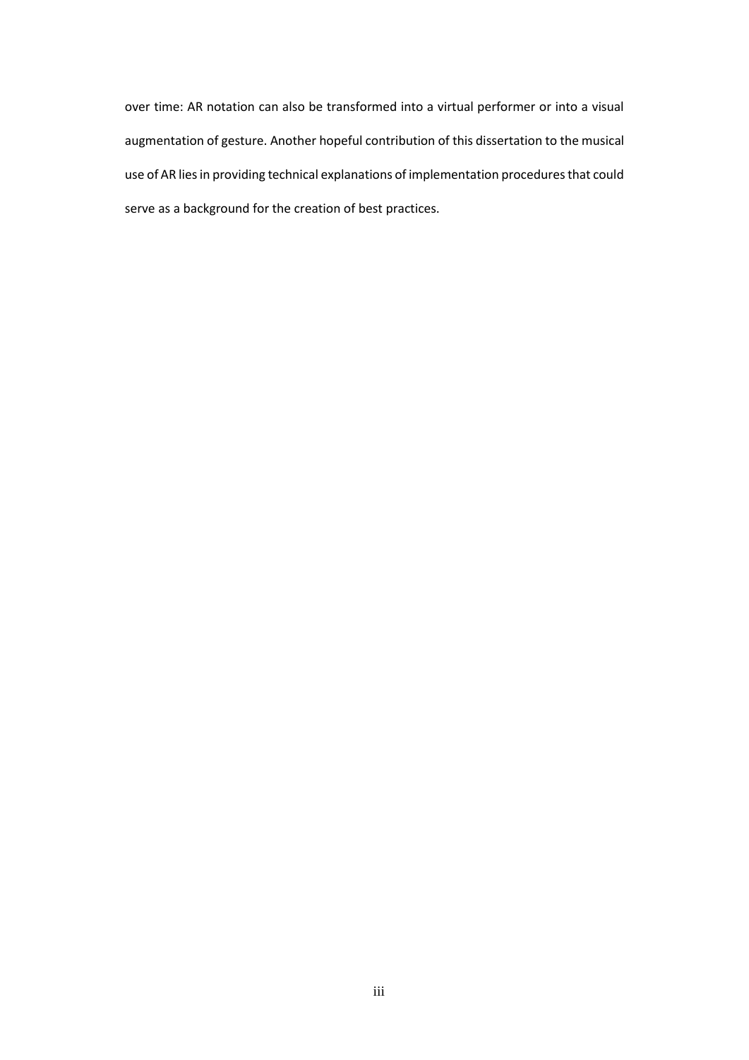over time: AR notation can also be transformed into a virtual performer or into a visual augmentation of gesture. Another hopeful contribution of this dissertation to the musical use of AR lies in providing technical explanations of implementation procedures that could serve as a background for the creation of best practices.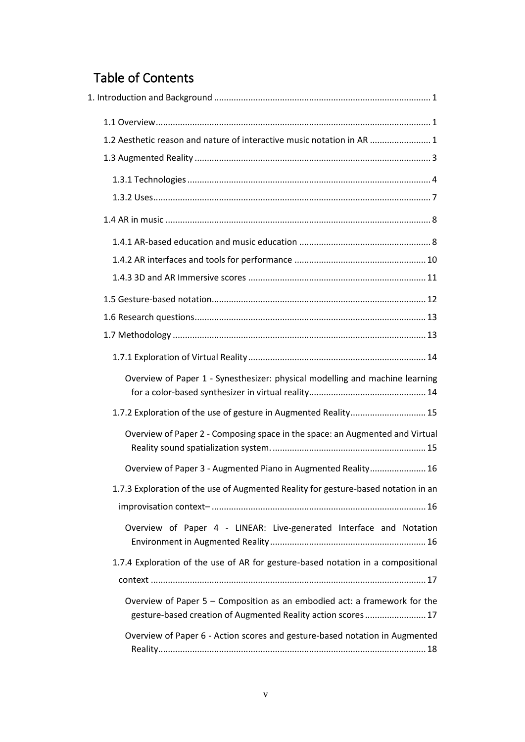# Table of Contents

1. Introduction and Background ........................................................................................ 1

  1.1 Overview ................................................................................................................ 1

  1.2 Aesthetic reason and nature of interactive music notation in AR ......................... 1

  1.3 Augmented Reality ................................................................................................ 3

    1.3.1 Technologies .................................................................................................. 4

    1.3.2 Uses ................................................................................................................ 7

  1.4 AR in music ............................................................................................................ 8

    1.4.1 AR-based education and music education ..................................................... 8

    1.4.2 AR interfaces and tools for performance ...................................................... 10

    1.4.3 3D and AR Immersive scores ........................................................................ 11

  1.5 Gesture-based notation ....................................................................................... 12

  1.6 Research questions .............................................................................................. 13

  1.7 Methodology ....................................................................................................... 13

    1.7.1 Exploration of Virtual Reality ........................................................................ 14

      Overview of Paper 1 - Synesthesizer: physical modelling and machine learning for a color-based synthesizer in virtual reality ................................................ 14

    1.7.2 Exploration of the use of gesture in Augmented Reality ............................... 15

      Overview of Paper 2 - Composing space in the space: an Augmented and Virtual Reality sound spatialization system. .............................................................. 15

      Overview of Paper 3 - Augmented Piano in Augmented Reality ....................... 16

    1.7.3 Exploration of the use of Augmented Reality for gesture-based notation in an improvisation context– ....................................................................................... 16

      Overview of Paper 4 - LINEAR: Live-generated Interface and Notation Environment in Augmented Reality ............................................................... 16

    1.7.4 Exploration of the use of AR for gesture-based notation in a compositional context ................................................................................................................ 17

      Overview of Paper 5 – Composition as an embodied act: a framework for the gesture-based creation of Augmented Reality action scores ......................... 17

      Overview of Paper 6 - Action scores and gesture-based notation in Augmented Reality ............................................................................................................. 18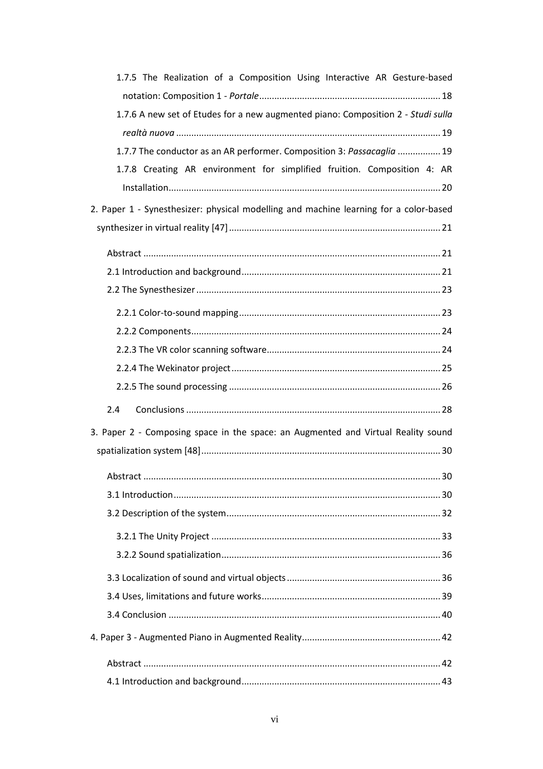1.7.5 The Realization of a Composition Using Interactive AR Gesture-based notation: Composition 1 - *Portale* ........................................................................ 18

1.7.6 A new set of Etudes for a new augmented piano: Composition 2 - *Studi sulla realtà nuova* ........................................................................ 19

1.7.7 The conductor as an AR performer. Composition 3: *Passacaglia* ................. 19

1.7.8 Creating AR environment for simplified fruition. Composition 4: AR Installation........................................................................ 20

2. Paper 1 - Synesthesizer: physical modelling and machine learning for a color-based synthesizer in virtual reality [47] ........................................................................ 21

Abstract ........................................................................ 21

2.1 Introduction and background........................................................................ 21

2.2 The Synesthesizer........................................................................ 23

2.2.1 Color-to-sound mapping........................................................................ 23

2.2.2 Components........................................................................ 24

2.2.3 The VR color scanning software........................................................................ 24

2.2.4 The Wekinator project........................................................................ 25

2.2.5 The sound processing ........................................................................ 26

2.4 Conclusions ........................................................................ 28

3. Paper 2 - Composing space in the space: an Augmented and Virtual Reality sound spatialization system [48]........................................................................ 30

Abstract ........................................................................ 30

3.1 Introduction........................................................................ 30

3.2 Description of the system........................................................................ 32

3.2.1 The Unity Project ........................................................................ 33

3.2.2 Sound spatialization........................................................................ 36

3.3 Localization of sound and virtual objects........................................................................ 36

3.4 Uses, limitations and future works........................................................................ 39

3.4 Conclusion ........................................................................ 40

4. Paper 3 - Augmented Piano in Augmented Reality........................................................................ 42

Abstract ........................................................................ 42

4.1 Introduction and background........................................................................ 43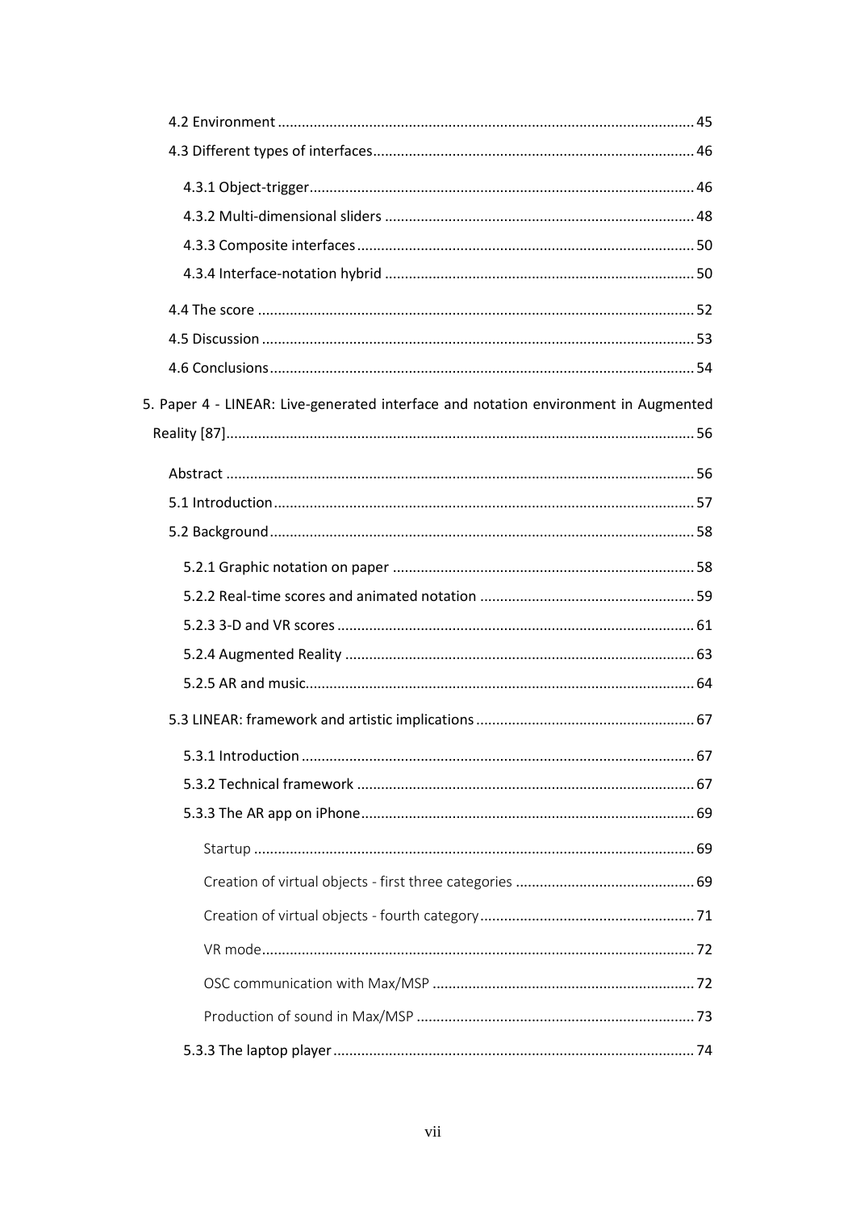4.2 Environment ........................................................................................................ 45

4.3 Different types of interfaces................................................................................ 46

4.3.1 Object-trigger................................................................................................ 46

4.3.2 Multi-dimensional sliders ............................................................................. 48

4.3.3 Composite interfaces .................................................................................... 50

4.3.4 Interface-notation hybrid ............................................................................. 50

4.4 The score ............................................................................................................. 52

4.5 Discussion ............................................................................................................ 53

4.6 Conclusions.......................................................................................................... 54

5. Paper 4 - LINEAR: Live-generated interface and notation environment in Augmented Reality [87]..................................................................................................................... 56

Abstract ..................................................................................................................... 56

5.1 Introduction......................................................................................................... 57

5.2 Background.......................................................................................................... 58

5.2.1 Graphic notation on paper ........................................................................... 58

5.2.2 Real-time scores and animated notation ..................................................... 59

5.2.3 3-D and VR scores ......................................................................................... 61

5.2.4 Augmented Reality ....................................................................................... 63

5.2.5 AR and music................................................................................................. 64

5.3 LINEAR: framework and artistic implications ....................................................... 67

5.3.1 Introduction .................................................................................................. 67

5.3.2 Technical framework .................................................................................... 67

5.3.3 The AR app on iPhone................................................................................... 69

Startup .............................................................................................................. 69

Creation of virtual objects - first three categories ............................................. 69

Creation of virtual objects - fourth category...................................................... 71

VR mode............................................................................................................ 72

OSC communication with Max/MSP .................................................................. 72

Production of sound in Max/MSP ...................................................................... 73

5.3.3 The laptop player.......................................................................................... 74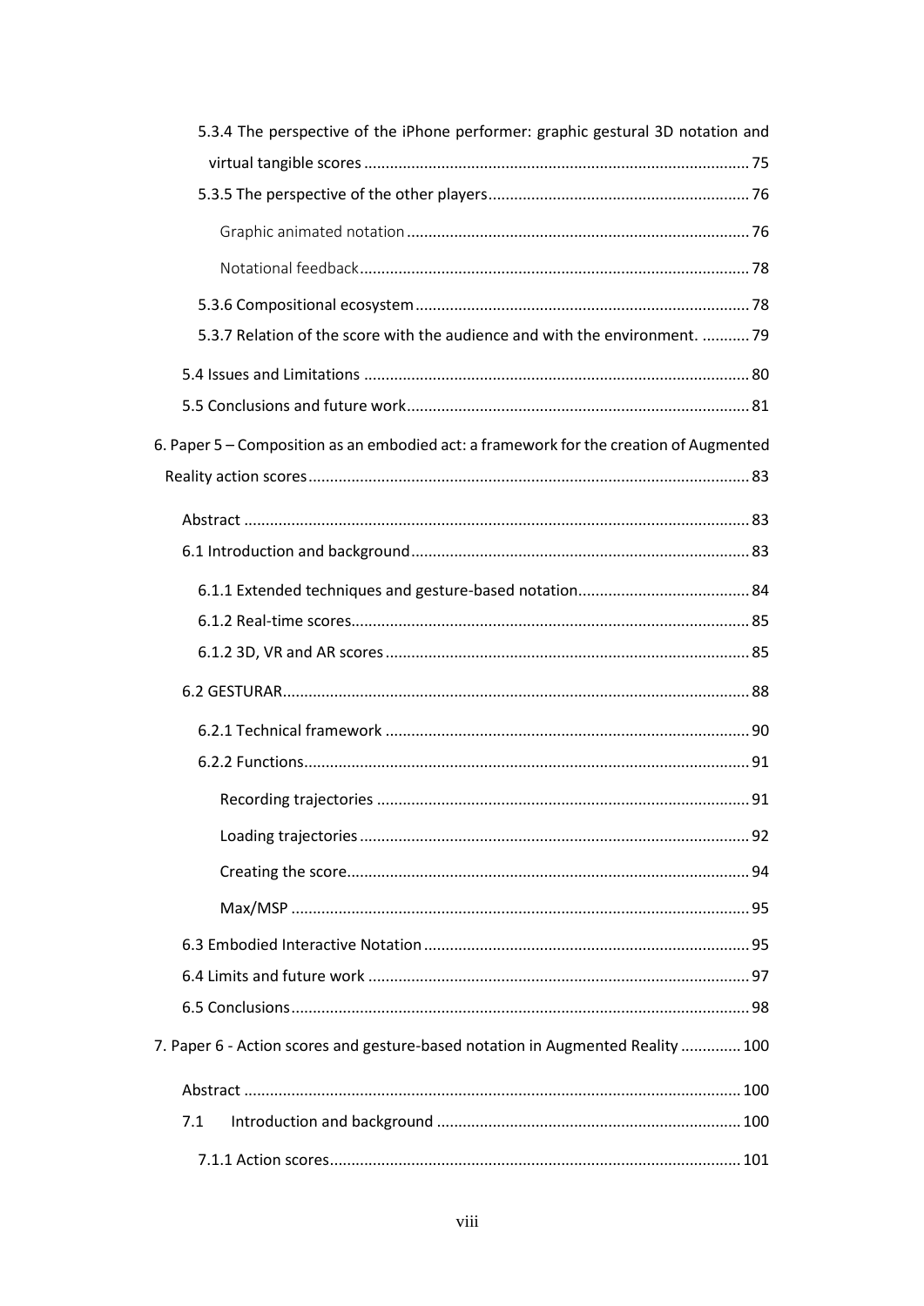5.3.4 The perspective of the iPhone performer: graphic gestural 3D notation and virtual tangible scores ........................................................................................ 75

5.3.5 The perspective of the other players ............................................................ 76

Graphic animated notation ............................................................................... 76

Notational feedback .......................................................................................... 78

5.3.6 Compositional ecosystem ............................................................................. 78

5.3.7 Relation of the score with the audience and with the environment. ........... 79

5.4 Issues and Limitations ......................................................................................... 80

5.5 Conclusions and future work ............................................................................... 81

6. Paper 5 – Composition as an embodied act: a framework for the creation of Augmented Reality action scores ...................................................................................................... 83

Abstract ..................................................................................................................... 83

6.1 Introduction and background .............................................................................. 83

6.1.1 Extended techniques and gesture-based notation ........................................ 84

6.1.2 Real-time scores ............................................................................................ 85

6.1.2 3D, VR and AR scores .................................................................................... 85

6.2 GESTURAR ............................................................................................................ 88

6.2.1 Technical framework ..................................................................................... 90

6.2.2 Functions ....................................................................................................... 91

Recording trajectories ...................................................................................... 91

Loading trajectories .......................................................................................... 92

Creating the score ............................................................................................. 94

Max/MSP .......................................................................................................... 95

6.3 Embodied Interactive Notation ........................................................................... 95

6.4 Limits and future work ........................................................................................ 97

6.5 Conclusions .......................................................................................................... 98

7. Paper 6 - Action scores and gesture-based notation in Augmented Reality ............. 100

Abstract ................................................................................................................... 100

7.1 Introduction and background ...................................................................... 100

7.1.1 Action scores ............................................................................................... 101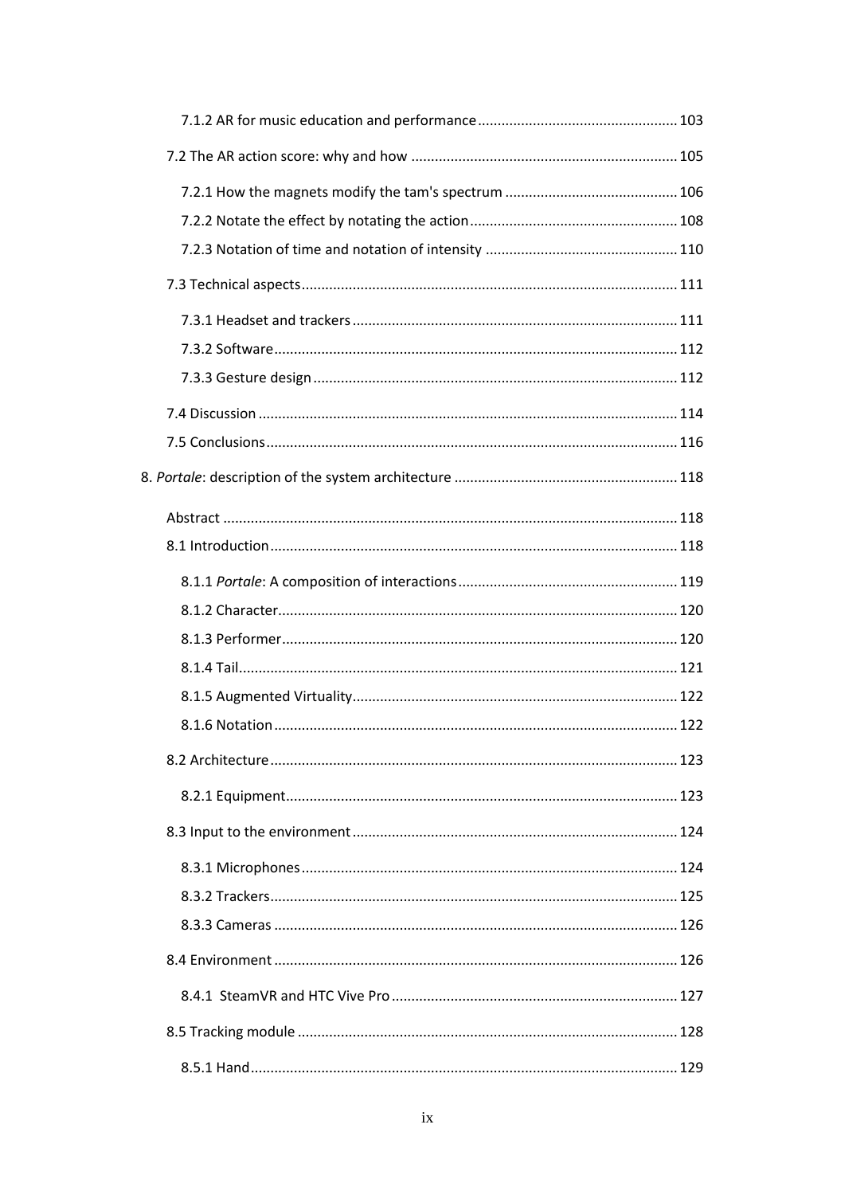7.1.2 AR for music education and performance .......... 103

7.2 The AR action score: why and how .......... 105

7.2.1 How the magnets modify the tam's spectrum .......... 106

7.2.2 Notate the effect by notating the action .......... 108

7.2.3 Notation of time and notation of intensity .......... 110

7.3 Technical aspects .......... 111

7.3.1 Headset and trackers .......... 111

7.3.2 Software .......... 112

7.3.3 Gesture design .......... 112

7.4 Discussion .......... 114

7.5 Conclusions .......... 116

8. *Portale*: description of the system architecture .......... 118

Abstract .......... 118

8.1 Introduction .......... 118

8.1.1 *Portale*: A composition of interactions .......... 119

8.1.2 Character .......... 120

8.1.3 Performer .......... 120

8.1.4 Tail .......... 121

8.1.5 Augmented Virtuality .......... 122

8.1.6 Notation .......... 122

8.2 Architecture .......... 123

8.2.1 Equipment .......... 123

8.3 Input to the environment .......... 124

8.3.1 Microphones .......... 124

8.3.2 Trackers .......... 125

8.3.3 Cameras .......... 126

8.4 Environment .......... 126

8.4.1 SteamVR and HTC Vive Pro .......... 127

8.5 Tracking module .......... 128

8.5.1 Hand .......... 129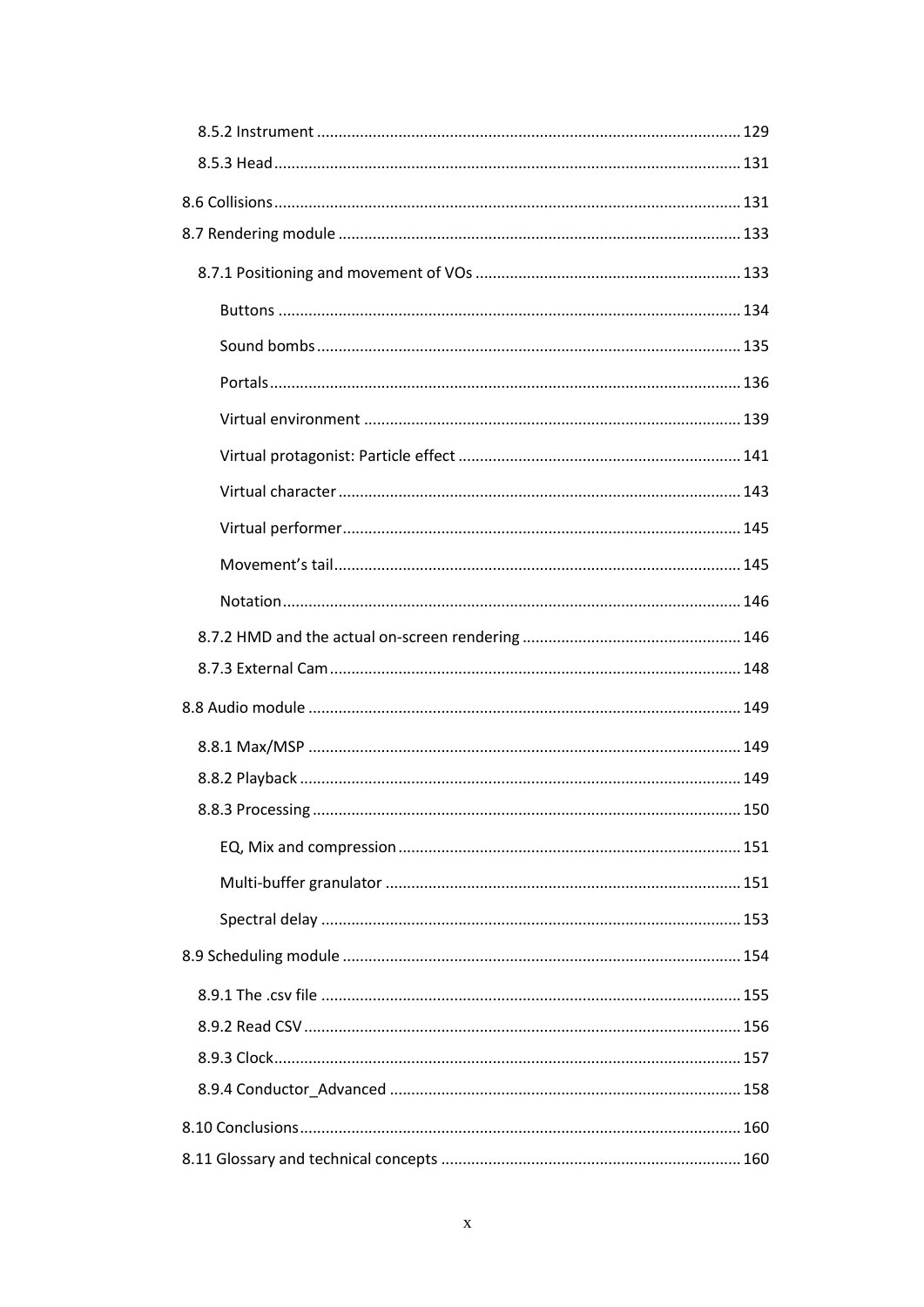8.5.2 Instrument .......... 129

8.5.3 Head .......... 131

8.6 Collisions .......... 131

8.7 Rendering module .......... 133

8.7.1 Positioning and movement of VOs .......... 133

Buttons .......... 134

Sound bombs .......... 135

Portals .......... 136

Virtual environment .......... 139

Virtual protagonist: Particle effect .......... 141

Virtual character .......... 143

Virtual performer .......... 145

Movement's tail .......... 145

Notation .......... 146

8.7.2 HMD and the actual on-screen rendering .......... 146

8.7.3 External Cam .......... 148

8.8 Audio module .......... 149

8.8.1 Max/MSP .......... 149

8.8.2 Playback .......... 149

8.8.3 Processing .......... 150

EQ, Mix and compression .......... 151

Multi-buffer granulator .......... 151

Spectral delay .......... 153

8.9 Scheduling module .......... 154

8.9.1 The .csv file .......... 155

8.9.2 Read CSV .......... 156

8.9.3 Clock .......... 157

8.9.4 Conductor_Advanced .......... 158

8.10 Conclusions .......... 160

8.11 Glossary and technical concepts .......... 160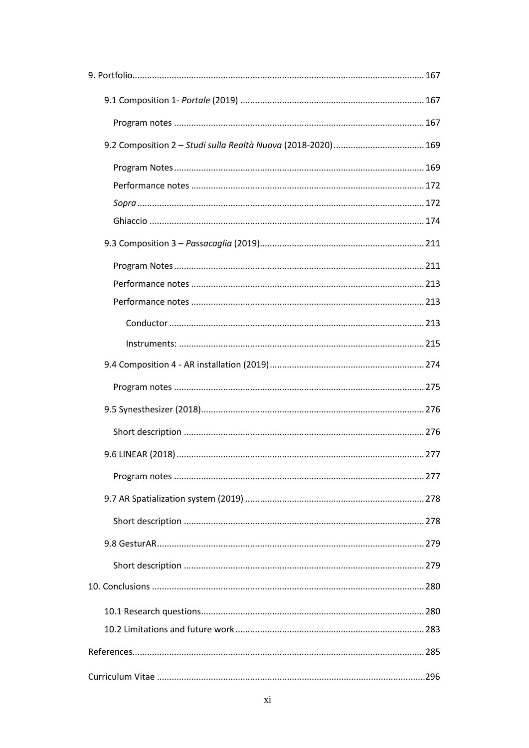9. Portfolio ..... 167

- 9.1 Composition 1- *Portale* (2019) ..... 167
  - Program notes ..... 167
- 9.2 Composition 2 – *Studi sulla Realtà Nuova* (2018-2020) ..... 169
  - Program Notes ..... 169
  - Performance notes ..... 172
  - *Sopra* ..... 172
  - Ghiaccio ..... 174
- 9.3 Composition 3 – *Passacaglia* (2019) ..... 211
  - Program Notes ..... 211
  - Performance notes ..... 213
  - Performance notes ..... 213
    - Conductor ..... 213
    - Instruments: ..... 215
- 9.4 Composition 4 - AR installation (2019) ..... 274
  - Program notes ..... 275
- 9.5 Synesthesizer (2018) ..... 276
  - Short description ..... 276
- 9.6 LINEAR (2018) ..... 277
  - Program notes ..... 277
- 9.7 AR Spatialization system (2019) ..... 278
  - Short description ..... 278
- 9.8 GesturAR ..... 279
  - Short description ..... 279

10. Conclusions ..... 280

- 10.1 Research questions ..... 280
- 10.2 Limitations and future work ..... 283

References ..... 285

Curriculum Vitae ..... 296